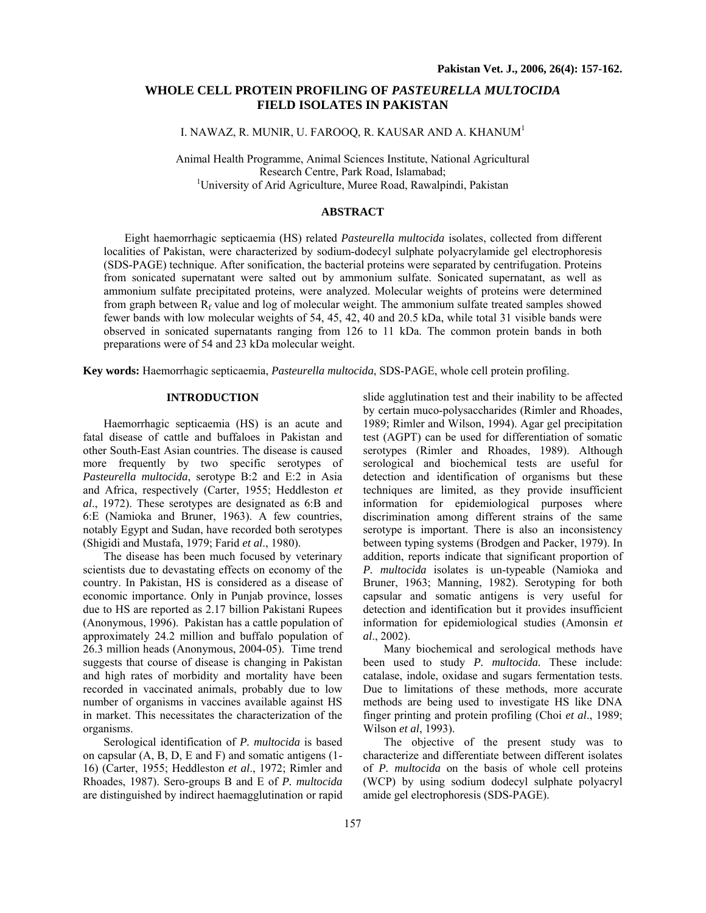# WHOLE CELL PROTEIN PROFILING OF *PASTEURELLA MULTOCIDA* FIELD ISOLATES IN PAKISTAN

I. NAWAZ, R. MUNIR, U. FAROOQ, R. KAUSAR AND A. KHANUM[1]

Animal Health Programme, Animal Sciences Institute, National Agricultural Research Centre, Park Road, Islamabad;
[1]University of Arid Agriculture, Muree Road, Rawalpindi, Pakistan

## ABSTRACT

Eight haemorrhagic septicaemia (HS) related *Pasteurella multocida* isolates, collected from different localities of Pakistan, were characterized by sodium-dodecyl sulphate polyacrylamide gel electrophoresis (SDS-PAGE) technique. After sonification, the bacterial proteins were separated by centrifugation. Proteins from sonicated supernatant were salted out by ammonium sulfate. Sonicated supernatant, as well as ammonium sulfate precipitated proteins, were analyzed. Molecular weights of proteins were determined from graph between $R_f$ value and log of molecular weight. The ammonium sulfate treated samples showed fewer bands with low molecular weights of 54, 45, 42, 40 and 20.5 kDa, while total 31 visible bands were observed in sonicated supernatants ranging from 126 to 11 kDa. The common protein bands in both preparations were of 54 and 23 kDa molecular weight.

**Key words:** Haemorrhagic septicaemia, *Pasteurella multocida*, SDS-PAGE, whole cell protein profiling.

## INTRODUCTION

Haemorrhagic septicaemia (HS) is an acute and fatal disease of cattle and buffaloes in Pakistan and other South-East Asian countries. The disease is caused more frequently by two specific serotypes of *Pasteurella multocida*, serotype B:2 and E:2 in Asia and Africa, respectively (Carter, 1955; Heddleston *et al*., 1972). These serotypes are designated as 6:B and 6:E (Namioka and Bruner, 1963). A few countries, notably Egypt and Sudan, have recorded both serotypes (Shigidi and Mustafa, 1979; Farid *et al*., 1980).

The disease has been much focused by veterinary scientists due to devastating effects on economy of the country. In Pakistan, HS is considered as a disease of economic importance. Only in Punjab province, losses due to HS are reported as 2.17 billion Pakistani Rupees (Anonymous, 1996). Pakistan has a cattle population of approximately 24.2 million and buffalo population of 26.3 million heads (Anonymous, 2004-05). Time trend suggests that course of disease is changing in Pakistan and high rates of morbidity and mortality have been recorded in vaccinated animals, probably due to low number of organisms in vaccines available against HS in market. This necessitates the characterization of the organisms.

Serological identification of *P. multocida* is based on capsular (A, B, D, E and F) and somatic antigens (1-16) (Carter, 1955; Heddleston *et al*., 1972; Rimler and Rhoades, 1987). Sero-groups B and E of *P. multocida* are distinguished by indirect haemagglutination or rapid slide agglutination test and their inability to be affected by certain muco-polysaccharides (Rimler and Rhoades, 1989; Rimler and Wilson, 1994). Agar gel precipitation test (AGPT) can be used for differentiation of somatic serotypes (Rimler and Rhoades, 1989). Although serological and biochemical tests are useful for detection and identification of organisms but these techniques are limited, as they provide insufficient information for epidemiological purposes where discrimination among different strains of the same serotype is important. There is also an inconsistency between typing systems (Brodgen and Packer, 1979). In addition, reports indicate that significant proportion of *P. multocida* isolates is un-typeable (Namioka and Bruner, 1963; Manning, 1982). Serotyping for both capsular and somatic antigens is very useful for detection and identification but it provides insufficient information for epidemiological studies (Amonsin *et al*., 2002).

Many biochemical and serological methods have been used to study *P. multocida.* These include: catalase, indole, oxidase and sugars fermentation tests. Due to limitations of these methods, more accurate methods are being used to investigate HS like DNA finger printing and protein profiling (Choi *et al*., 1989; Wilson *et al*, 1993).

The objective of the present study was to characterize and differentiate between different isolates of *P. multocida* on the basis of whole cell proteins (WCP) by using sodium dodecyl sulphate polyacryl amide gel electrophoresis (SDS-PAGE).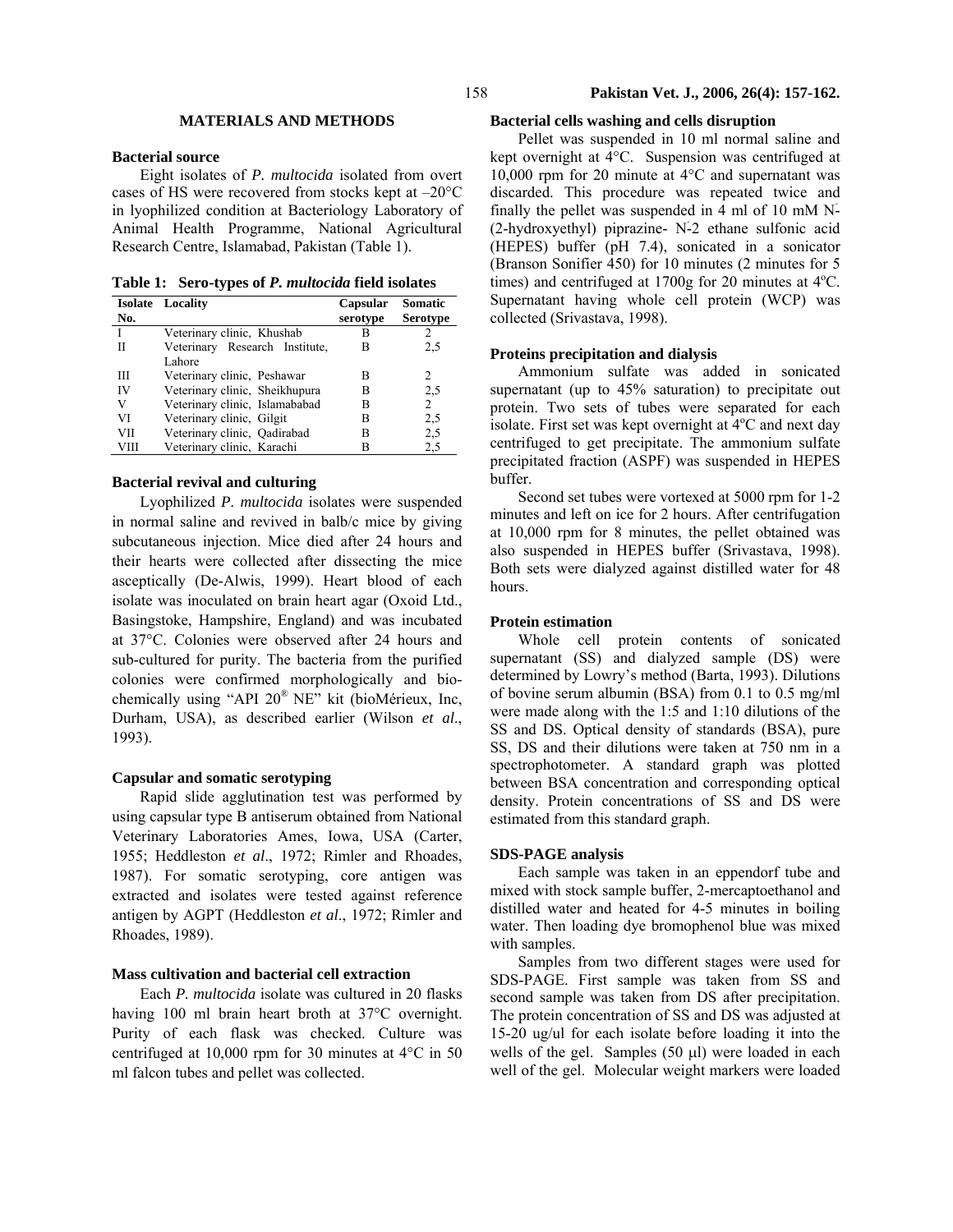## MATERIALS AND METHODS

### Bacterial source

Eight isolates of *P. multocida* isolated from overt cases of HS were recovered from stocks kept at –20°C in lyophilized condition at Bacteriology Laboratory of Animal Health Programme, National Agricultural Research Centre, Islamabad, Pakistan (Table 1).

**Table 1: Sero-types of *P. multocida* field isolates**

| Isolate No. | Locality | Capsular serotype | Somatic Serotype |
|---|---|---|---|
| I | Veterinary clinic, Khushab | B | 2 |
| II | Veterinary Research Institute, Lahore | B | 2,5 |
| III | Veterinary clinic, Peshawar | B | 2 |
| IV | Veterinary clinic, Sheikhupura | B | 2,5 |
| V | Veterinary clinic, Islamababad | B | 2 |
| VI | Veterinary clinic, Gilgit | B | 2,5 |
| VII | Veterinary clinic, Qadirabad | B | 2,5 |
| VIII | Veterinary clinic, Karachi | B | 2,5 |

### Bacterial revival and culturing

Lyophilized *P. multocida* isolates were suspended in normal saline and revived in balb/c mice by giving subcutaneous injection. Mice died after 24 hours and their hearts were collected after dissecting the mice asceptically (De-Alwis, 1999). Heart blood of each isolate was inoculated on brain heart agar (Oxoid Ltd., Basingstoke, Hampshire, England) and was incubated at 37°C. Colonies were observed after 24 hours and sub-cultured for purity. The bacteria from the purified colonies were confirmed morphologically and bio-chemically using "API 20® NE" kit (bioMérieux, Inc, Durham, USA), as described earlier (Wilson *et al*., 1993).

### Capsular and somatic serotyping

Rapid slide agglutination test was performed by using capsular type B antiserum obtained from National Veterinary Laboratories Ames, Iowa, USA (Carter, 1955; Heddleston *et al*., 1972; Rimler and Rhoades, 1987). For somatic serotyping, core antigen was extracted and isolates were tested against reference antigen by AGPT (Heddleston *et al*., 1972; Rimler and Rhoades, 1989).

### Mass cultivation and bacterial cell extraction

Each *P. multocida* isolate was cultured in 20 flasks having 100 ml brain heart broth at 37°C overnight. Purity of each flask was checked. Culture was centrifuged at 10,000 rpm for 30 minutes at 4°C in 50 ml falcon tubes and pellet was collected.

### Bacterial cells washing and cells disruption

Pellet was suspended in 10 ml normal saline and kept overnight at 4°C. Suspension was centrifuged at 10,000 rpm for 20 minute at 4°C and supernatant was discarded. This procedure was repeated twice and finally the pellet was suspended in 4 ml of 10 mM Ń-(2-hydroxyethyl) piprazine- Ń-2 ethane sulfonic acid (HEPES) buffer (pH 7.4), sonicated in a sonicator (Branson Sonifier 450) for 10 minutes (2 minutes for 5 times) and centrifuged at 1700g for 20 minutes at 4°C. Supernatant having whole cell protein (WCP) was collected (Srivastava, 1998).

### Proteins precipitation and dialysis

Ammonium sulfate was added in sonicated supernatant (up to 45% saturation) to precipitate out protein. Two sets of tubes were separated for each isolate. First set was kept overnight at 4°C and next day centrifuged to get precipitate. The ammonium sulfate precipitated fraction (ASPF) was suspended in HEPES buffer.

Second set tubes were vortexed at 5000 rpm for 1-2 minutes and left on ice for 2 hours. After centrifugation at 10,000 rpm for 8 minutes, the pellet obtained was also suspended in HEPES buffer (Srivastava, 1998). Both sets were dialyzed against distilled water for 48 hours.

### Protein estimation

Whole cell protein contents of sonicated supernatant (SS) and dialyzed sample (DS) were determined by Lowry's method (Barta, 1993). Dilutions of bovine serum albumin (BSA) from 0.1 to 0.5 mg/ml were made along with the 1:5 and 1:10 dilutions of the SS and DS. Optical density of standards (BSA), pure SS, DS and their dilutions were taken at 750 nm in a spectrophotometer. A standard graph was plotted between BSA concentration and corresponding optical density. Protein concentrations of SS and DS were estimated from this standard graph.

### SDS-PAGE analysis

Each sample was taken in an eppendorf tube and mixed with stock sample buffer, 2-mercaptoethanol and distilled water and heated for 4-5 minutes in boiling water. Then loading dye bromophenol blue was mixed with samples.

Samples from two different stages were used for SDS-PAGE. First sample was taken from SS and second sample was taken from DS after precipitation. The protein concentration of SS and DS was adjusted at 15-20 ug/ul for each isolate before loading it into the wells of the gel. Samples (50 μl) were loaded in each well of the gel. Molecular weight markers were loaded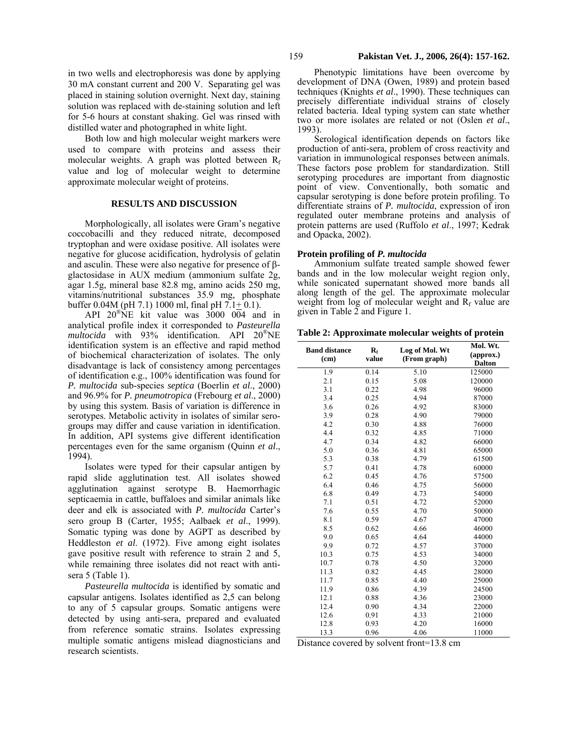in two wells and electrophoresis was done by applying 30 mA constant current and 200 V. Separating gel was placed in staining solution overnight. Next day, staining solution was replaced with de-staining solution and left for 5-6 hours at constant shaking. Gel was rinsed with distilled water and photographed in white light.

Both low and high molecular weight markers were used to compare with proteins and assess their molecular weights. A graph was plotted between $R_f$ value and log of molecular weight to determine approximate molecular weight of proteins.

## RESULTS AND DISCUSSION

Morphologically, all isolates were Gram's negative coccobacilli and they reduced nitrate, decomposed tryptophan and were oxidase positive. All isolates were negative for glucose acidification, hydrolysis of gelatin and asculin. These were also negative for presence of β-glactosidase in AUX medium (ammonium sulfate 2g, agar 1.5g, mineral base 82.8 mg, amino acids 250 mg, vitamins/nutritional substances 35.9 mg, phosphate buffer 0.04M (pH 7.1) 1000 ml, final pH 7.1± 0.1).

API 20®NE kit value was 3000 004 and in analytical profile index it corresponded to *Pasteurella multocida* with 93% identification. API 20®NE identification system is an effective and rapid method of biochemical characterization of isolates. The only disadvantage is lack of consistency among percentages of identification e.g., 100% identification was found for *P. multocida* sub-species *septica* (Boerlin *et al*., 2000) and 96.9% for *P. pneumotropica* (Frebourg *et al*., 2000) by using this system. Basis of variation is difference in serotypes. Metabolic activity in isolates of similar sero-groups may differ and cause variation in identification. In addition, API systems give different identification percentages even for the same organism (Quinn *et al*., 1994).

Isolates were typed for their capsular antigen by rapid slide agglutination test. All isolates showed agglutination against serotype B. Haemorrhagic septicaemia in cattle, buffaloes and similar animals like deer and elk is associated with *P. multocida* Carter's sero group B (Carter, 1955; Aalbaek *et al*., 1999). Somatic typing was done by AGPT as described by Heddleston *et al*. (1972). Five among eight isolates gave positive result with reference to strain 2 and 5, while remaining three isolates did not react with anti-sera 5 (Table 1).

*Pasteurella multocida* is identified by somatic and capsular antigens. Isolates identified as 2,5 can belong to any of 5 capsular groups. Somatic antigens were detected by using anti-sera, prepared and evaluated from reference somatic strains. Isolates expressing multiple somatic antigens mislead diagnosticians and research scientists.

Phenotypic limitations have been overcome by development of DNA (Owen, 1989) and protein based techniques (Knights *et al*., 1990). These techniques can precisely differentiate individual strains of closely related bacteria. Ideal typing system can state whether two or more isolates are related or not (Oslen *et al*., 1993).

Serological identification depends on factors like production of anti-sera, problem of cross reactivity and variation in immunological responses between animals. These factors pose problem for standardization. Still serotyping procedures are important from diagnostic point of view. Conventionally, both somatic and capsular serotyping is done before protein profiling. To differentiate strains of *P. multocida*, expression of iron regulated outer membrane proteins and analysis of protein patterns are used (Ruffolo *et al*., 1997; Kedrak and Opacka, 2002).

### Protein profiling of *P. multocida*

Ammonium sulfate treated sample showed fewer bands and in the low molecular weight region only, while sonicated supernatant showed more bands all along length of the gel. The approximate molecular weight from log of molecular weight and $R_f$ value are given in Table 2 and Figure 1.

**Table 2: Approximate molecular weights of protein**

| Band distance (cm) | $R_f$ value | Log of Mol. Wt (From graph) | Mol. Wt. (approx.) Dalton |
|---|---|---|---|
| 1.9 | 0.14 | 5.10 | 125000 |
| 2.1 | 0.15 | 5.08 | 120000 |
| 3.1 | 0.22 | 4.98 | 96000 |
| 3.4 | 0.25 | 4.94 | 87000 |
| 3.6 | 0.26 | 4.92 | 83000 |
| 3.9 | 0.28 | 4.90 | 79000 |
| 4.2 | 0.30 | 4.88 | 76000 |
| 4.4 | 0.32 | 4.85 | 71000 |
| 4.7 | 0.34 | 4.82 | 66000 |
| 5.0 | 0.36 | 4.81 | 65000 |
| 5.3 | 0.38 | 4.79 | 61500 |
| 5.7 | 0.41 | 4.78 | 60000 |
| 6.2 | 0.45 | 4.76 | 57500 |
| 6.4 | 0.46 | 4.75 | 56000 |
| 6.8 | 0.49 | 4.73 | 54000 |
| 7.1 | 0.51 | 4.72 | 52000 |
| 7.6 | 0.55 | 4.70 | 50000 |
| 8.1 | 0.59 | 4.67 | 47000 |
| 8.5 | 0.62 | 4.66 | 46000 |
| 9.0 | 0.65 | 4.64 | 44000 |
| 9.9 | 0.72 | 4.57 | 37000 |
| 10.3 | 0.75 | 4.53 | 34000 |
| 10.7 | 0.78 | 4.50 | 32000 |
| 11.3 | 0.82 | 4.45 | 28000 |
| 11.7 | 0.85 | 4.40 | 25000 |
| 11.9 | 0.86 | 4.39 | 24500 |
| 12.1 | 0.88 | 4.36 | 23000 |
| 12.4 | 0.90 | 4.34 | 22000 |
| 12.6 | 0.91 | 4.33 | 21000 |
| 12.8 | 0.93 | 4.20 | 16000 |
| 13.3 | 0.96 | 4.06 | 11000 |

Distance covered by solvent front=13.8 cm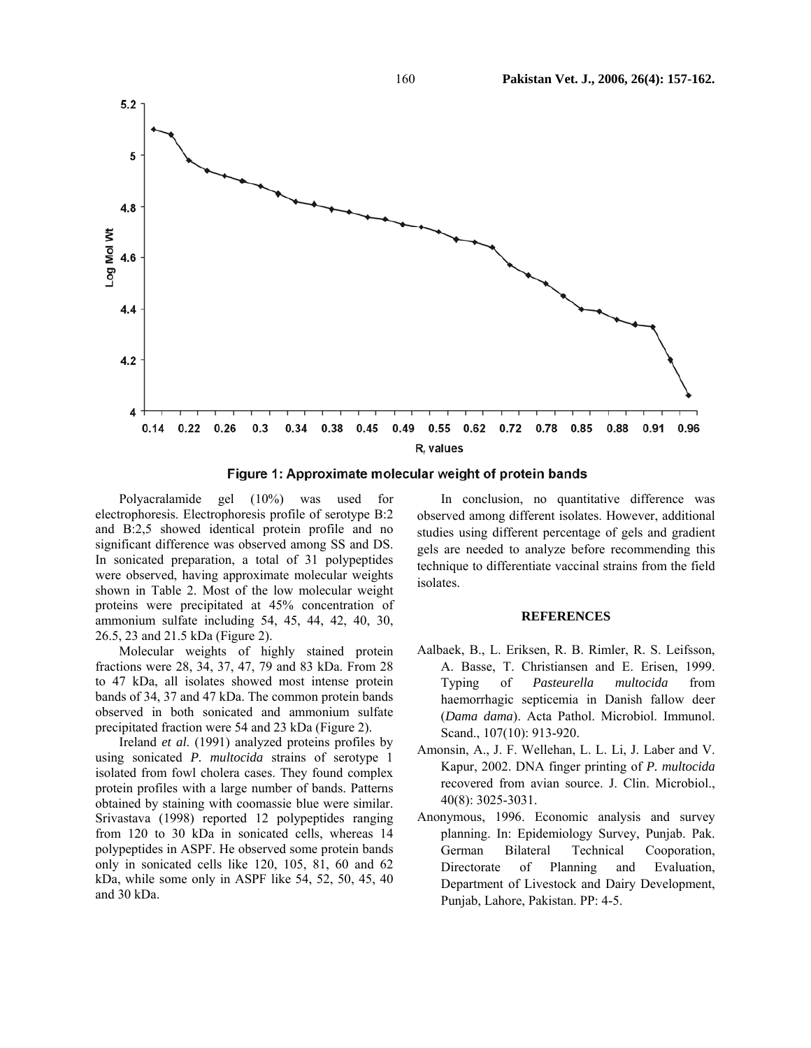Figure 1: Approximate molecular weight of protein bands

Polyacralamide gel (10%) was used for electrophoresis. Electrophoresis profile of serotype B:2 and B:2,5 showed identical protein profile and no significant difference was observed among SS and DS. In sonicated preparation, a total of 31 polypeptides were observed, having approximate molecular weights shown in Table 2. Most of the low molecular weight proteins were precipitated at 45% concentration of ammonium sulfate including 54, 45, 44, 42, 40, 30, 26.5, 23 and 21.5 kDa (Figure 2).

Molecular weights of highly stained protein fractions were 28, 34, 37, 47, 79 and 83 kDa. From 28 to 47 kDa, all isolates showed most intense protein bands of 34, 37 and 47 kDa. The common protein bands observed in both sonicated and ammonium sulfate precipitated fraction were 54 and 23 kDa (Figure 2).

Ireland *et al.* (1991) analyzed proteins profiles by using sonicated *P. multocida* strains of serotype 1 isolated from fowl cholera cases. They found complex protein profiles with a large number of bands. Patterns obtained by staining with coomassie blue were similar. Srivastava (1998) reported 12 polypeptides ranging from 120 to 30 kDa in sonicated cells, whereas 14 polypeptides in ASPF. He observed some protein bands only in sonicated cells like 120, 105, 81, 60 and 62 kDa, while some only in ASPF like 54, 52, 50, 45, 40 and 30 kDa.

In conclusion, no quantitative difference was observed among different isolates. However, additional studies using different percentage of gels and gradient gels are needed to analyze before recommending this technique to differentiate vaccinal strains from the field isolates.

## REFERENCES

Aalbaek, B., L. Eriksen, R. B. Rimler, R. S. Leifsson, A. Basse, T. Christiansen and E. Erisen, 1999. Typing of *Pasteurella multocida* from haemorrhagic septicemia in Danish fallow deer (*Dama dama*). Acta Pathol. Microbiol. Immunol. Scand., 107(10): 913-920.

Amonsin, A., J. F. Wellehan, L. L. Li, J. Laber and V. Kapur, 2002. DNA finger printing of *P. multocida* recovered from avian source. J. Clin. Microbiol., 40(8): 3025-3031.

Anonymous, 1996. Economic analysis and survey planning. In: Epidemiology Survey, Punjab. Pak. German Bilateral Technical Cooporation, Directorate of Planning and Evaluation, Department of Livestock and Dairy Development, Punjab, Lahore, Pakistan. PP: 4-5.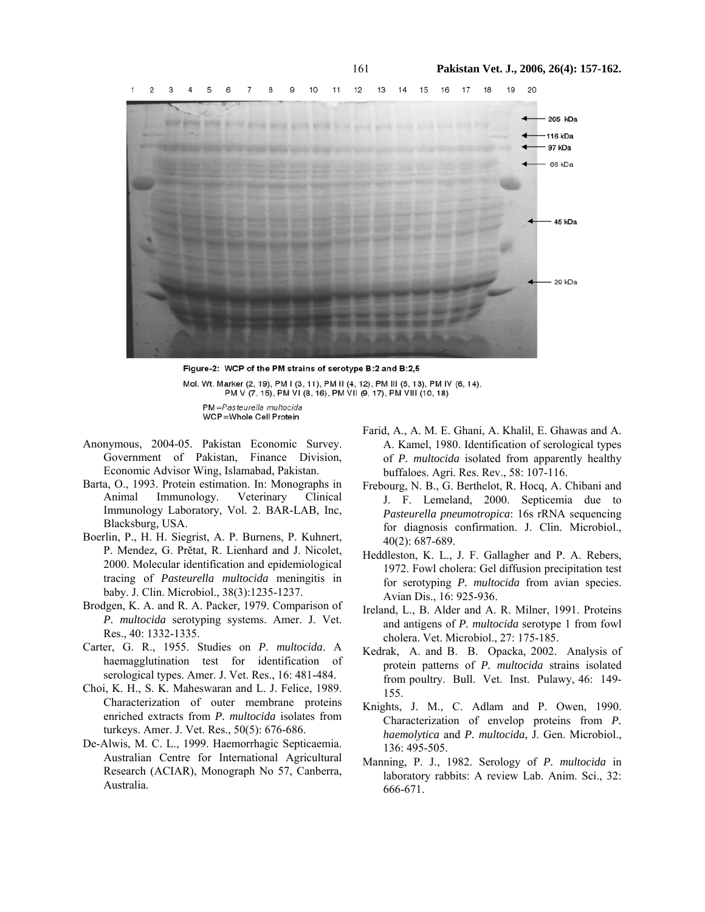Figure-2: WCP of the PM strains of serotype B:2 and B:2,5

Mol. Wt. Marker (2, 19), PM I (3, 11), PM II (4, 12), PM III (5, 13), PM IV (6, 14), PM V (7, 15), PM VI (8, 16), PM VII (9, 17), PM VIII (10, 18)

PM=*Pasteurella multocida*
WCP=Whole Cell Protein

Anonymous, 2004-05. Pakistan Economic Survey. Government of Pakistan, Finance Division, Economic Advisor Wing, Islamabad, Pakistan.

Barta, O., 1993. Protein estimation. In: Monographs in Animal Immunology. Veterinary Clinical Immunology Laboratory, Vol. 2. BAR-LAB, Inc, Blacksburg, USA.

Boerlin, P., H. H. Siegrist, A. P. Burnens, P. Kuhnert, P. Mendez, G. Prětat, R. Lienhard and J. Nicolet, 2000. Molecular identification and epidemiological tracing of *Pasteurella multocida* meningitis in baby. J. Clin. Microbiol., 38(3):1235-1237.

Brodgen, K. A. and R. A. Packer, 1979. Comparison of *P. multocida* serotyping systems. Amer. J. Vet. Res., 40: 1332-1335.

Carter, G. R., 1955. Studies on *P. multocida*. A haemagglutination test for identification of serological types. Amer. J. Vet. Res., 16: 481-484.

Choi, K. H., S. K. Maheswaran and L. J. Felice, 1989. Characterization of outer membrane proteins enriched extracts from *P. multocida* isolates from turkeys. Amer. J. Vet. Res., 50(5): 676-686.

De-Alwis, M. C. L., 1999. Haemorrhagic Septicaemia. Australian Centre for International Agricultural Research (ACIAR), Monograph No 57, Canberra, Australia.

Farid, A., A. M. E. Ghani, A. Khalil, E. Ghawas and A. A. Kamel, 1980. Identification of serological types of *P. multocida* isolated from apparently healthy buffaloes. Agri. Res. Rev., 58: 107-116.

Frebourg, N. B., G. Berthelot, R. Hocq, A. Chibani and J. F. Lemeland, 2000. Septicemia due to *Pasteurella pneumotropica*: 16s rRNA sequencing for diagnosis confirmation. J. Clin. Microbiol., 40(2): 687-689.

Heddleston, K. L., J. F. Gallagher and P. A. Rebers, 1972. Fowl cholera: Gel diffusion precipitation test for serotyping *P. multocida* from avian species. Avian Dis., 16: 925-936.

Ireland, L., B. Alder and A. R. Milner, 1991. Proteins and antigens of *P. multocida* serotype 1 from fowl cholera. Vet. Microbiol., 27: 175-185.

Kedrak, A. and B. B. Opacka, 2002. Analysis of protein patterns of *P. multocida* strains isolated from poultry. Bull. Vet. Inst. Pulawy, 46: 149-155.

Knights, J. M., C. Adlam and P. Owen, 1990. Characterization of envelop proteins from *P. haemolytica* and *P. multocida*, J. Gen. Microbiol., 136: 495-505.

Manning, P. J., 1982. Serology of *P. multocida* in laboratory rabbits: A review Lab. Anim. Sci., 32: 666-671.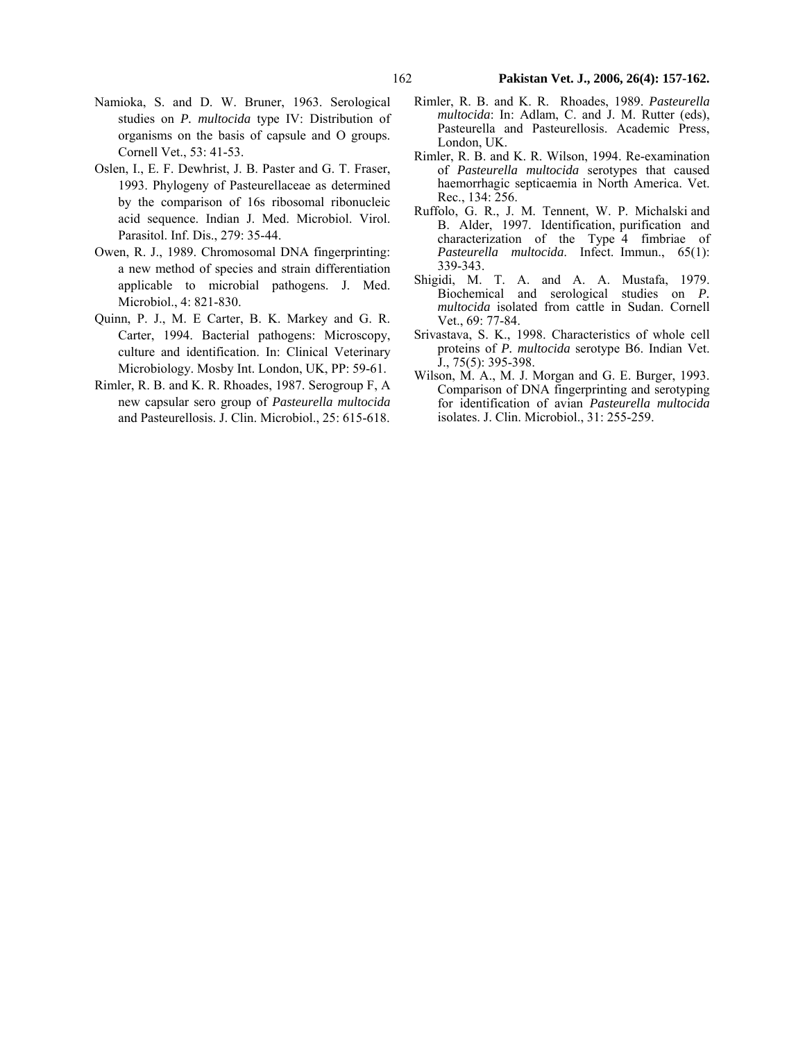Namioka, S. and D. W. Bruner, 1963. Serological studies on *P. multocida* type IV: Distribution of organisms on the basis of capsule and O groups. Cornell Vet., 53: 41-53.

Oslen, I., E. F. Dewhrist, J. B. Paster and G. T. Fraser, 1993. Phylogeny of Pasteurellaceae as determined by the comparison of 16s ribosomal ribonucleic acid sequence. Indian J. Med. Microbiol. Virol. Parasitol. Inf. Dis., 279: 35-44.

Owen, R. J., 1989. Chromosomal DNA fingerprinting: a new method of species and strain differentiation applicable to microbial pathogens. J. Med. Microbiol., 4: 821-830.

Quinn, P. J., M. E Carter, B. K. Markey and G. R. Carter, 1994. Bacterial pathogens: Microscopy, culture and identification. In: Clinical Veterinary Microbiology. Mosby Int. London, UK, PP: 59-61.

Rimler, R. B. and K. R. Rhoades, 1987. Serogroup F, A new capsular sero group of *Pasteurella multocida* and Pasteurellosis. J. Clin. Microbiol., 25: 615-618.

Rimler, R. B. and K. R. Rhoades, 1989. *Pasteurella multocida*: In: Adlam, C. and J. M. Rutter (eds), Pasteurella and Pasteurellosis. Academic Press, London, UK.

Rimler, R. B. and K. R. Wilson, 1994. Re-examination of *Pasteurella multocida* serotypes that caused haemorrhagic septicaemia in North America. Vet. Rec., 134: 256.

Ruffolo, G. R., J. M. Tennent, W. P. Michalski and B. Alder, 1997. Identification, purification and characterization of the Type 4 fimbriae of *Pasteurella multocida*. Infect. Immun., 65(1): 339-343.

Shigidi, M. T. A. and A. A. Mustafa, 1979. Biochemical and serological studies on *P. multocida* isolated from cattle in Sudan. Cornell Vet., 69: 77-84.

Srivastava, S. K., 1998. Characteristics of whole cell proteins of *P. multocida* serotype B6. Indian Vet. J., 75(5): 395-398.

Wilson, M. A., M. J. Morgan and G. E. Burger, 1993. Comparison of DNA fingerprinting and serotyping for identification of avian *Pasteurella multocida* isolates. J. Clin. Microbiol., 31: 255-259.